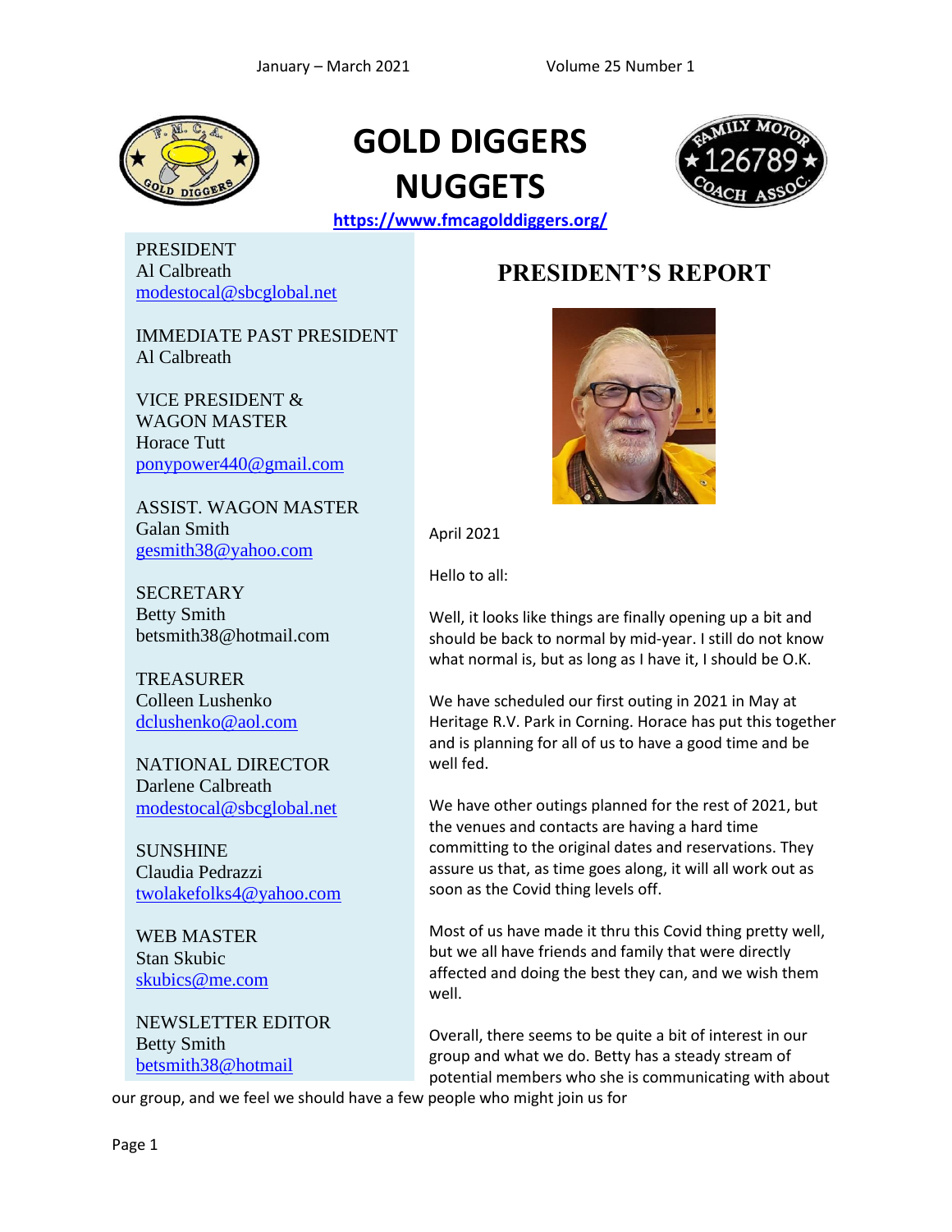January – March 2021 Volume 25 Number 1

# GOLD DIGGERS NUGGETS

https://www.fmcagolddiggers.org/

PRESIDENT
Al Calbreath
modestocal@sbcglobal.net

IMMEDIATE PAST PRESIDENT
Al Calbreath

VICE PRESIDENT &
WAGON MASTER
Horace Tutt
ponypower440@gmail.com

ASSIST. WAGON MASTER
Galan Smith
gesmith38@yahoo.com

SECRETARY
Betty Smith
betsmith38@hotmail.com

TREASURER
Colleen Lushenko
dclushenko@aol.com

NATIONAL DIRECTOR
Darlene Calbreath
modestocal@sbcglobal.net

SUNSHINE
Claudia Pedrazzi
twolakefolks4@yahoo.com

WEB MASTER
Stan Skubic
skubics@me.com

NEWSLETTER EDITOR
Betty Smith
betsmith38@hotmail

## PRESIDENT'S REPORT

April 2021

Hello to all:

Well, it looks like things are finally opening up a bit and should be back to normal by mid-year. I still do not know what normal is, but as long as I have it, I should be O.K.

We have scheduled our first outing in 2021 in May at Heritage R.V. Park in Corning. Horace has put this together and is planning for all of us to have a good time and be well fed.

We have other outings planned for the rest of 2021, but the venues and contacts are having a hard time committing to the original dates and reservations. They assure us that, as time goes along, it will all work out as soon as the Covid thing levels off.

Most of us have made it thru this Covid thing pretty well, but we all have friends and family that were directly affected and doing the best they can, and we wish them well.

Overall, there seems to be quite a bit of interest in our group and what we do. Betty has a steady stream of potential members who she is communicating with about our group, and we feel we should have a few people who might join us for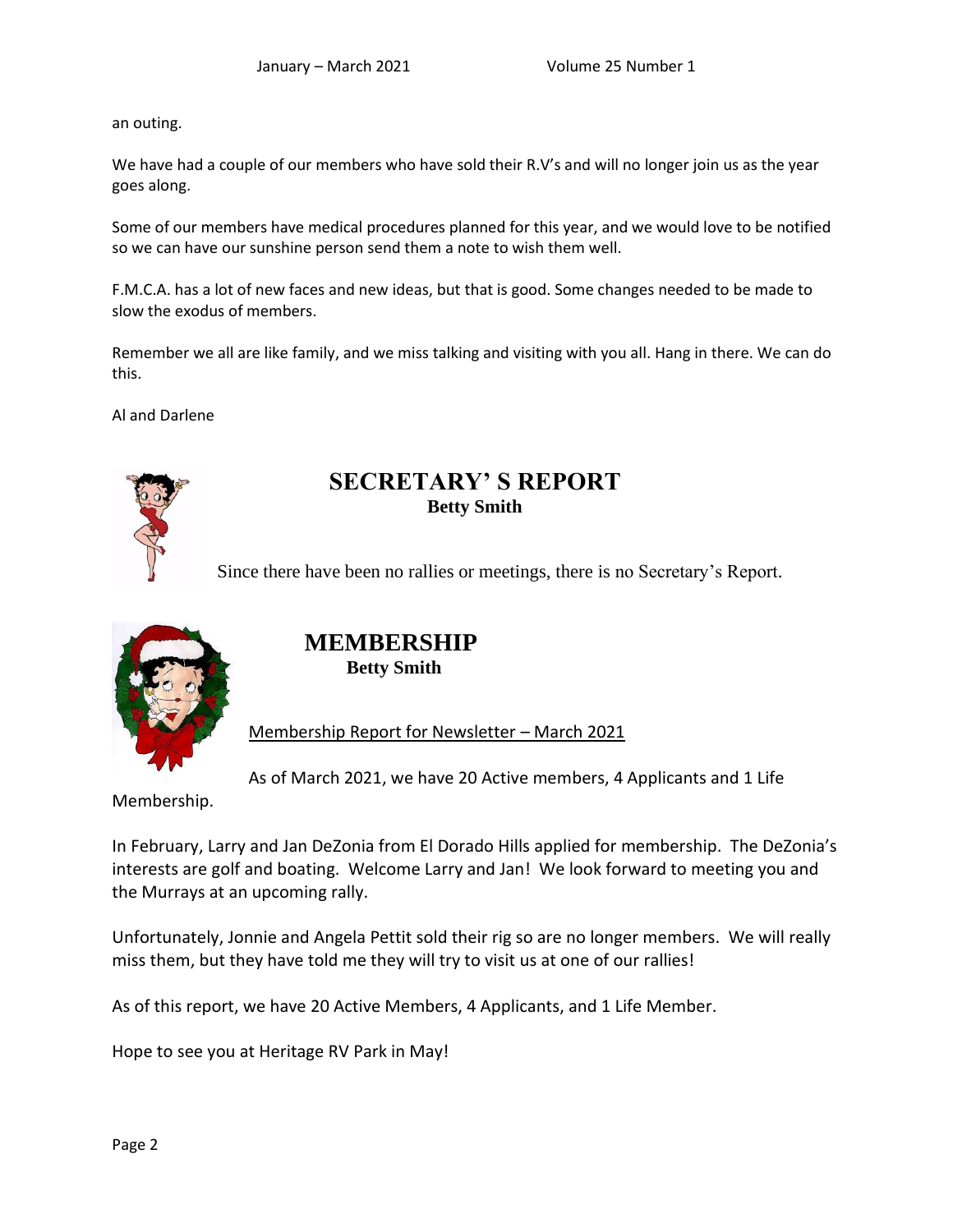an outing.

We have had a couple of our members who have sold their R.V's and will no longer join us as the year goes along.

Some of our members have medical procedures planned for this year, and we would love to be notified so we can have our sunshine person send them a note to wish them well.

F.M.C.A. has a lot of new faces and new ideas, but that is good. Some changes needed to be made to slow the exodus of members.

Remember we all are like family, and we miss talking and visiting with you all. Hang in there. We can do this.

Al and Darlene

## SECRETARY' S REPORT

**Betty Smith**

Since there have been no rallies or meetings, there is no Secretary's Report.

## MEMBERSHIP

**Betty Smith**

<u>Membership Report for Newsletter – March 2021</u>

As of March 2021, we have 20 Active members, 4 Applicants and 1 Life Membership.

In February, Larry and Jan DeZonia from El Dorado Hills applied for membership. The DeZonia's interests are golf and boating. Welcome Larry and Jan! We look forward to meeting you and the Murrays at an upcoming rally.

Unfortunately, Jonnie and Angela Pettit sold their rig so are no longer members. We will really miss them, but they have told me they will try to visit us at one of our rallies!

As of this report, we have 20 Active Members, 4 Applicants, and 1 Life Member.

Hope to see you at Heritage RV Park in May!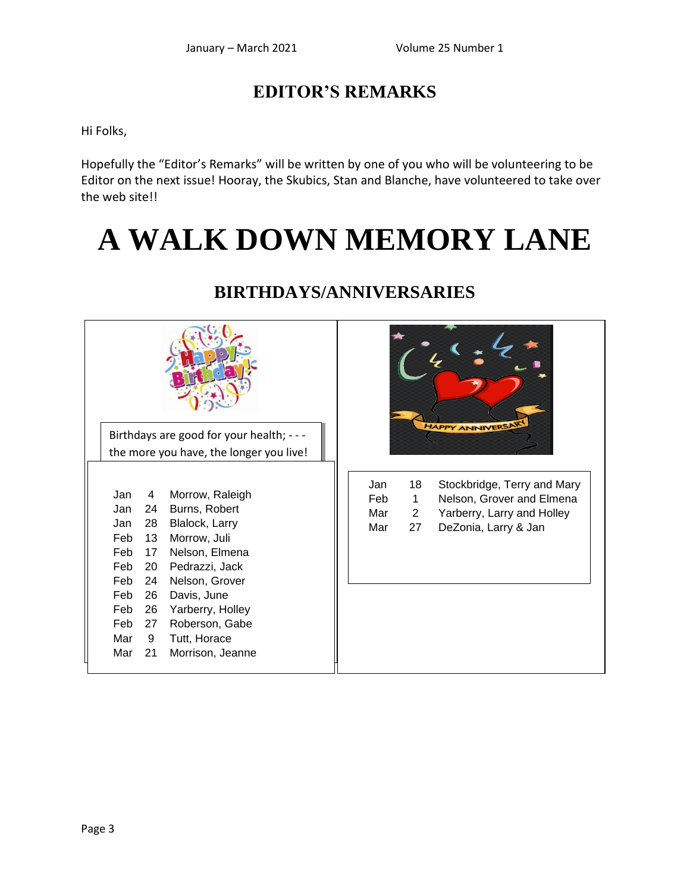# EDITOR'S REMARKS

Hi Folks,

Hopefully the "Editor's Remarks" will be written by one of you who will be volunteering to be Editor on the next issue! Hooray, the Skubics, Stan and Blanche, have volunteered to take over the web site!!

# A WALK DOWN MEMORY LANE

## BIRTHDAYS/ANNIVERSARIES

Birthdays are good for your health; - - - the more you have, the longer you live!

| Month | Day | Name |
|---|---|---|
| Jan | 4 | Morrow, Raleigh |
| Jan | 24 | Burns, Robert |
| Jan | 28 | Blalock, Larry |
| Feb | 13 | Morrow, Juli |
| Feb | 17 | Nelson, Elmena |
| Feb | 20 | Pedrazzi, Jack |
| Feb | 24 | Nelson, Grover |
| Feb | 26 | Davis, June |
| Feb | 26 | Yarberry, Holley |
| Feb | 27 | Roberson, Gabe |
| Mar | 9 | Tutt, Horace |
| Mar | 21 | Morrison, Jeanne |

| Month | Day | Name |
|---|---|---|
| Jan | 18 | Stockbridge, Terry and Mary |
| Feb | 1 | Nelson, Grover and Elmena |
| Mar | 2 | Yarberry, Larry and Holley |
| Mar | 27 | DeZonia, Larry & Jan |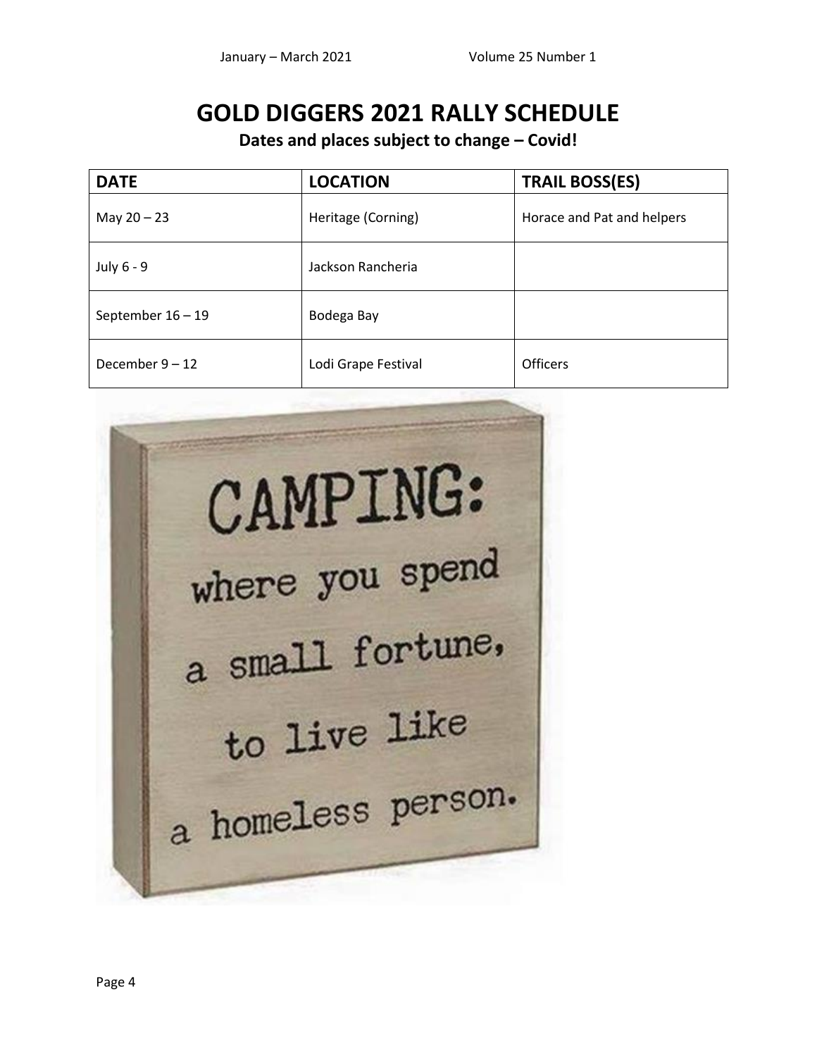# GOLD DIGGERS 2021 RALLY SCHEDULE

**Dates and places subject to change – Covid!**

| DATE | LOCATION | TRAIL BOSS(ES) |
|---|---|---|
| May 20 – 23 | Heritage (Corning) | Horace and Pat and helpers |
| July 6 - 9 | Jackson Rancheria | |
| September 16 – 19 | Bodega Bay | |
| December 9 – 12 | Lodi Grape Festival | Officers |

CAMPING: where you spend a small fortune, to live like a homeless person.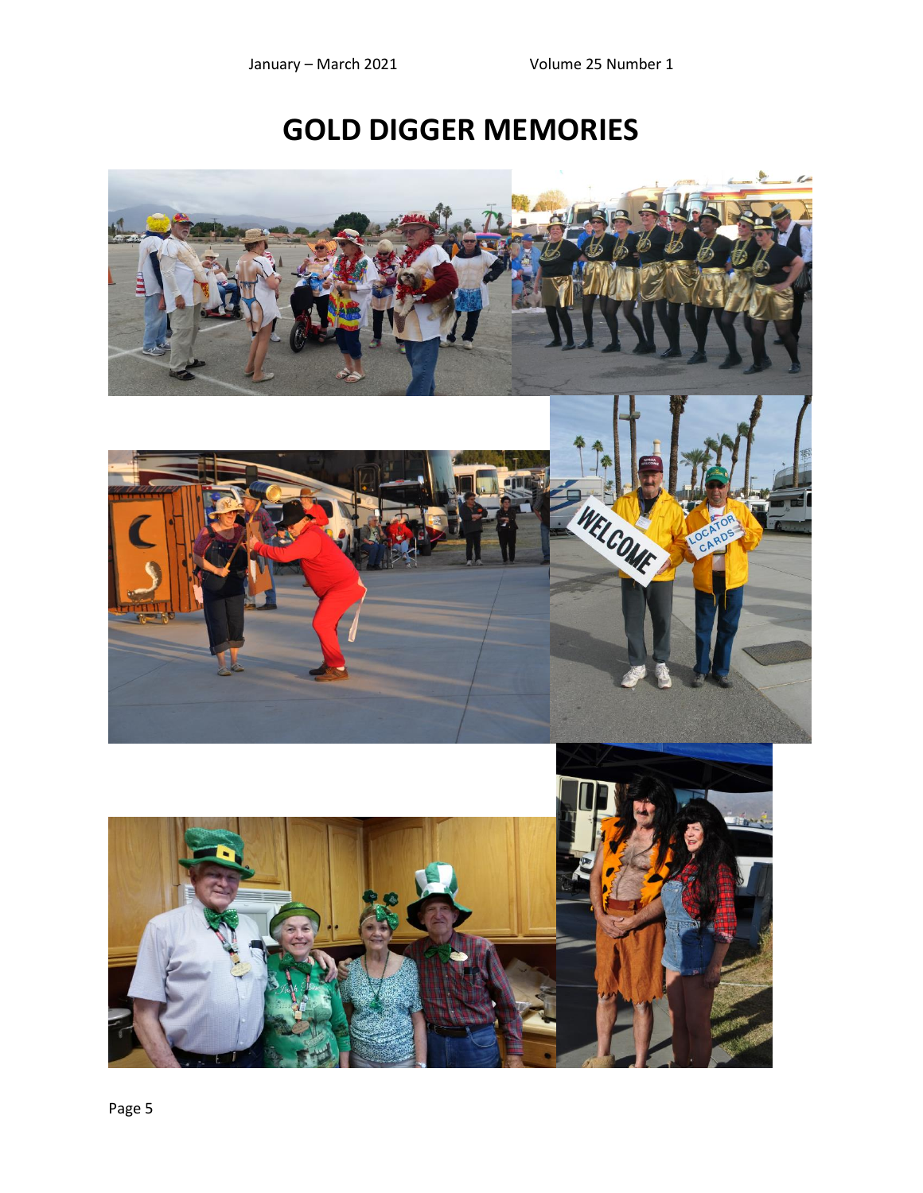# GOLD DIGGER MEMORIES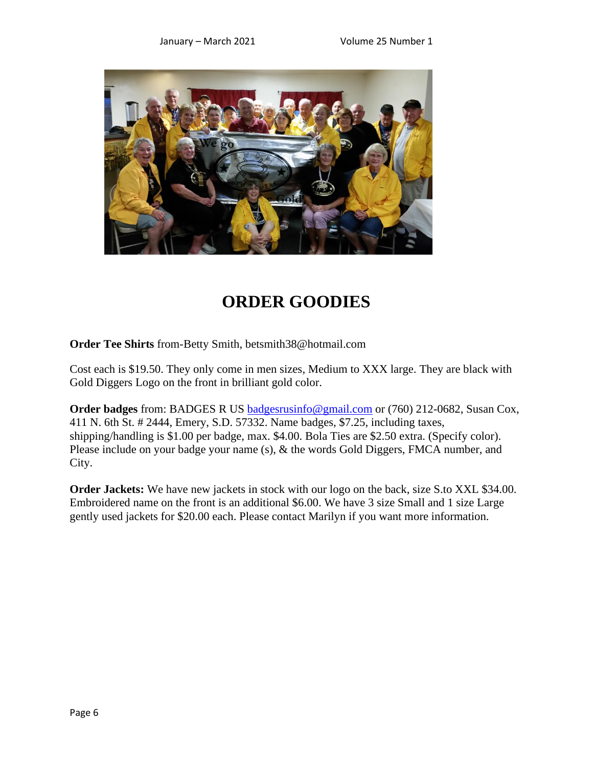# ORDER GOODIES

**Order Tee Shirts** from-Betty Smith, betsmith38@hotmail.com

Cost each is $19.50. They only come in men sizes, Medium to XXX large. They are black with Gold Diggers Logo on the front in brilliant gold color.

**Order badges** from: BADGES R US badgesrusinfo@gmail.com or (760) 212-0682, Susan Cox, 411 N. 6th St. # 2444, Emery, S.D. 57332. Name badges, $7.25, including taxes, shipping/handling is $1.00 per badge, max. $4.00. Bola Ties are $2.50 extra. (Specify color). Please include on your badge your name (s), & the words Gold Diggers, FMCA number, and City.

**Order Jackets:** We have new jackets in stock with our logo on the back, size S.to XXL $34.00. Embroidered name on the front is an additional $6.00. We have 3 size Small and 1 size Large gently used jackets for $20.00 each. Please contact Marilyn if you want more information.